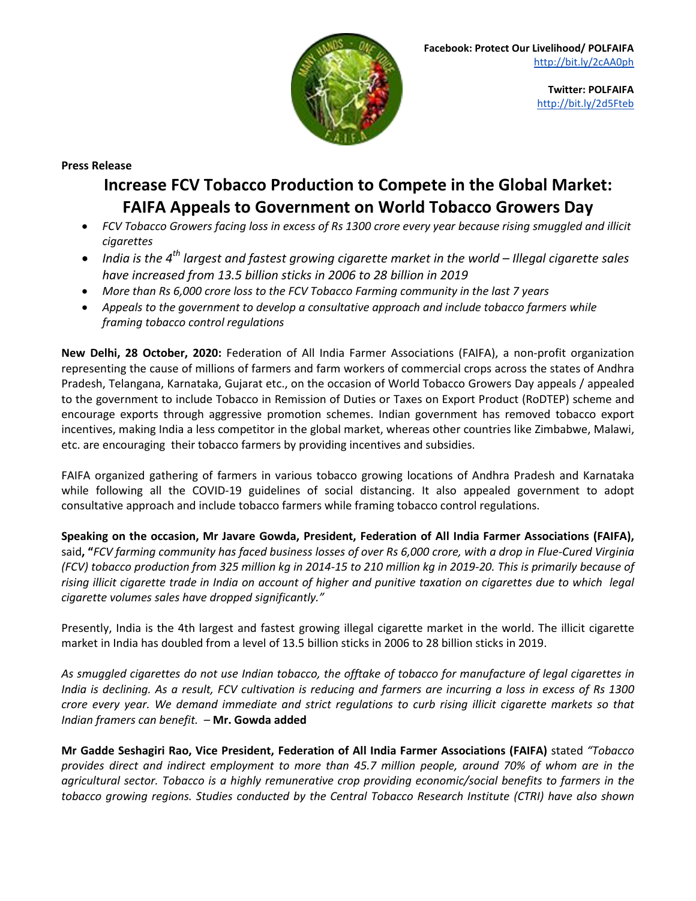**Facebook: Protect Our Livelihood/ POLFAIFA**
http://bit.ly/2cAA0ph

**Twitter: POLFAIFA**
http://bit.ly/2d5Fteb

**Press Release**

# Increase FCV Tobacco Production to Compete in the Global Market: FAIFA Appeals to Government on World Tobacco Growers Day

- *FCV Tobacco Growers facing loss in excess of Rs 1300 crore every year because rising smuggled and illicit cigarettes*
- *India is the 4th largest and fastest growing cigarette market in the world – Illegal cigarette sales have increased from 13.5 billion sticks in 2006 to 28 billion in 2019*
- *More than Rs 6,000 crore loss to the FCV Tobacco Farming community in the last 7 years*
- *Appeals to the government to develop a consultative approach and include tobacco farmers while framing tobacco control regulations*

**New Delhi, 28 October, 2020:** Federation of All India Farmer Associations (FAIFA), a non-profit organization representing the cause of millions of farmers and farm workers of commercial crops across the states of Andhra Pradesh, Telangana, Karnataka, Gujarat etc., on the occasion of World Tobacco Growers Day appeals / appealed to the government to include Tobacco in Remission of Duties or Taxes on Export Product (RoDTEP) scheme and encourage exports through aggressive promotion schemes. Indian government has removed tobacco export incentives, making India a less competitor in the global market, whereas other countries like Zimbabwe, Malawi, etc. are encouraging their tobacco farmers by providing incentives and subsidies.

FAIFA organized gathering of farmers in various tobacco growing locations of Andhra Pradesh and Karnataka while following all the COVID-19 guidelines of social distancing. It also appealed government to adopt consultative approach and include tobacco farmers while framing tobacco control regulations.

**Speaking on the occasion, Mr Javare Gowda, President, Federation of All India Farmer Associations (FAIFA),** said**, "***FCV farming community has faced business losses of over Rs 6,000 crore, with a drop in Flue-Cured Virginia (FCV) tobacco production from 325 million kg in 2014-15 to 210 million kg in 2019-20. This is primarily because of rising illicit cigarette trade in India on account of higher and punitive taxation on cigarettes due to which legal cigarette volumes sales have dropped significantly."*

Presently, India is the 4th largest and fastest growing illegal cigarette market in the world. The illicit cigarette market in India has doubled from a level of 13.5 billion sticks in 2006 to 28 billion sticks in 2019.

*As smuggled cigarettes do not use Indian tobacco, the offtake of tobacco for manufacture of legal cigarettes in India is declining. As a result, FCV cultivation is reducing and farmers are incurring a loss in excess of Rs 1300 crore every year. We demand immediate and strict regulations to curb rising illicit cigarette markets so that Indian framers can benefit.* – **Mr. Gowda added**

**Mr Gadde Seshagiri Rao, Vice President, Federation of All India Farmer Associations (FAIFA)** stated *"Tobacco provides direct and indirect employment to more than 45.7 million people, around 70% of whom are in the agricultural sector. Tobacco is a highly remunerative crop providing economic/social benefits to farmers in the tobacco growing regions. Studies conducted by the Central Tobacco Research Institute (CTRI) have also shown*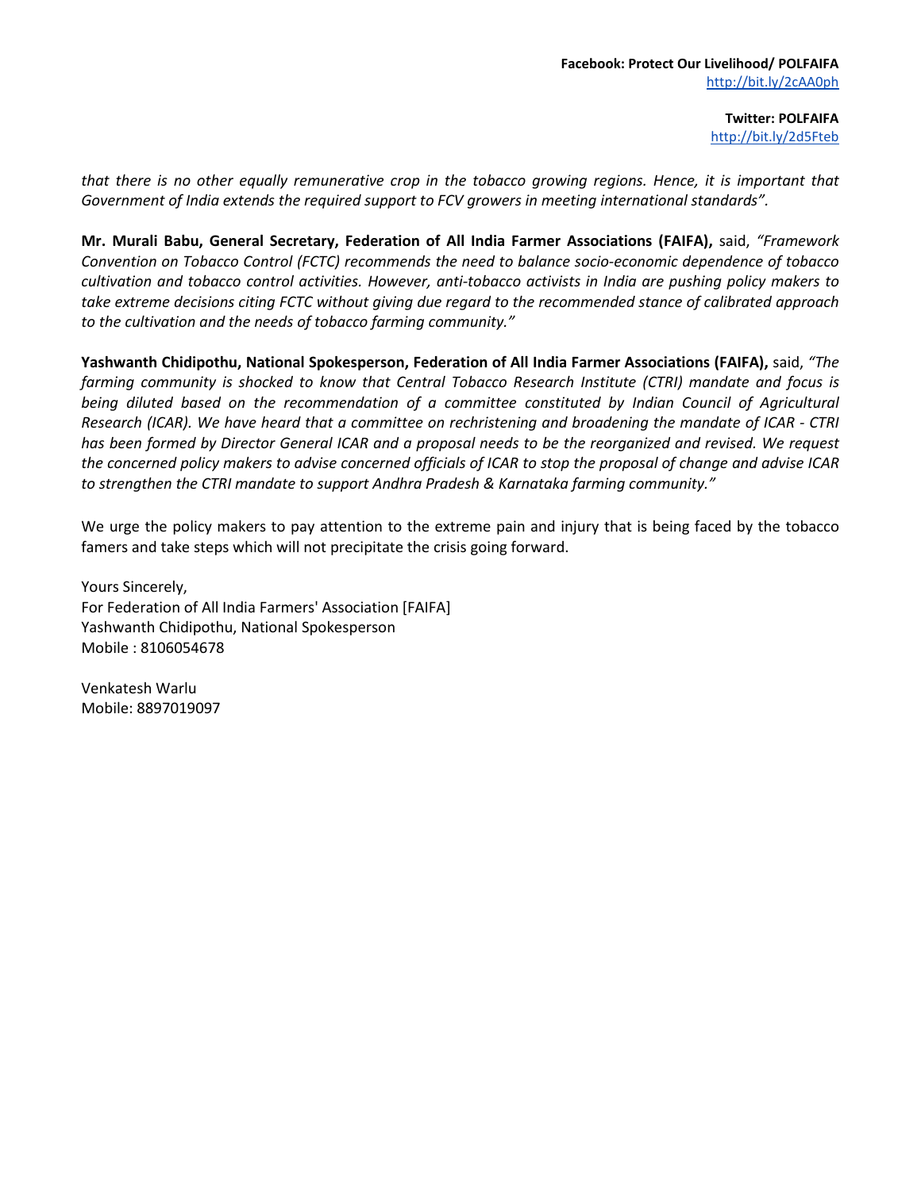**Facebook: Protect Our Livelihood/ POLFAIFA**
http://bit.ly/2cAA0ph

**Twitter: POLFAIFA**
http://bit.ly/2d5Fteb

*that there is no other equally remunerative crop in the tobacco growing regions. Hence, it is important that Government of India extends the required support to FCV growers in meeting international standards".*

**Mr. Murali Babu, General Secretary, Federation of All India Farmer Associations (FAIFA),** said, *"Framework Convention on Tobacco Control (FCTC) recommends the need to balance socio-economic dependence of tobacco cultivation and tobacco control activities. However, anti-tobacco activists in India are pushing policy makers to take extreme decisions citing FCTC without giving due regard to the recommended stance of calibrated approach to the cultivation and the needs of tobacco farming community."*

**Yashwanth Chidipothu, National Spokesperson, Federation of All India Farmer Associations (FAIFA),** said, *"The farming community is shocked to know that Central Tobacco Research Institute (CTRI) mandate and focus is being diluted based on the recommendation of a committee constituted by Indian Council of Agricultural Research (ICAR). We have heard that a committee on rechristening and broadening the mandate of ICAR - CTRI has been formed by Director General ICAR and a proposal needs to be the reorganized and revised. We request the concerned policy makers to advise concerned officials of ICAR to stop the proposal of change and advise ICAR to strengthen the CTRI mandate to support Andhra Pradesh & Karnataka farming community."*

We urge the policy makers to pay attention to the extreme pain and injury that is being faced by the tobacco famers and take steps which will not precipitate the crisis going forward.

Yours Sincerely,
For Federation of All India Farmers' Association [FAIFA]
Yashwanth Chidipothu, National Spokesperson
Mobile : 8106054678

Venkatesh Warlu
Mobile: 8897019097